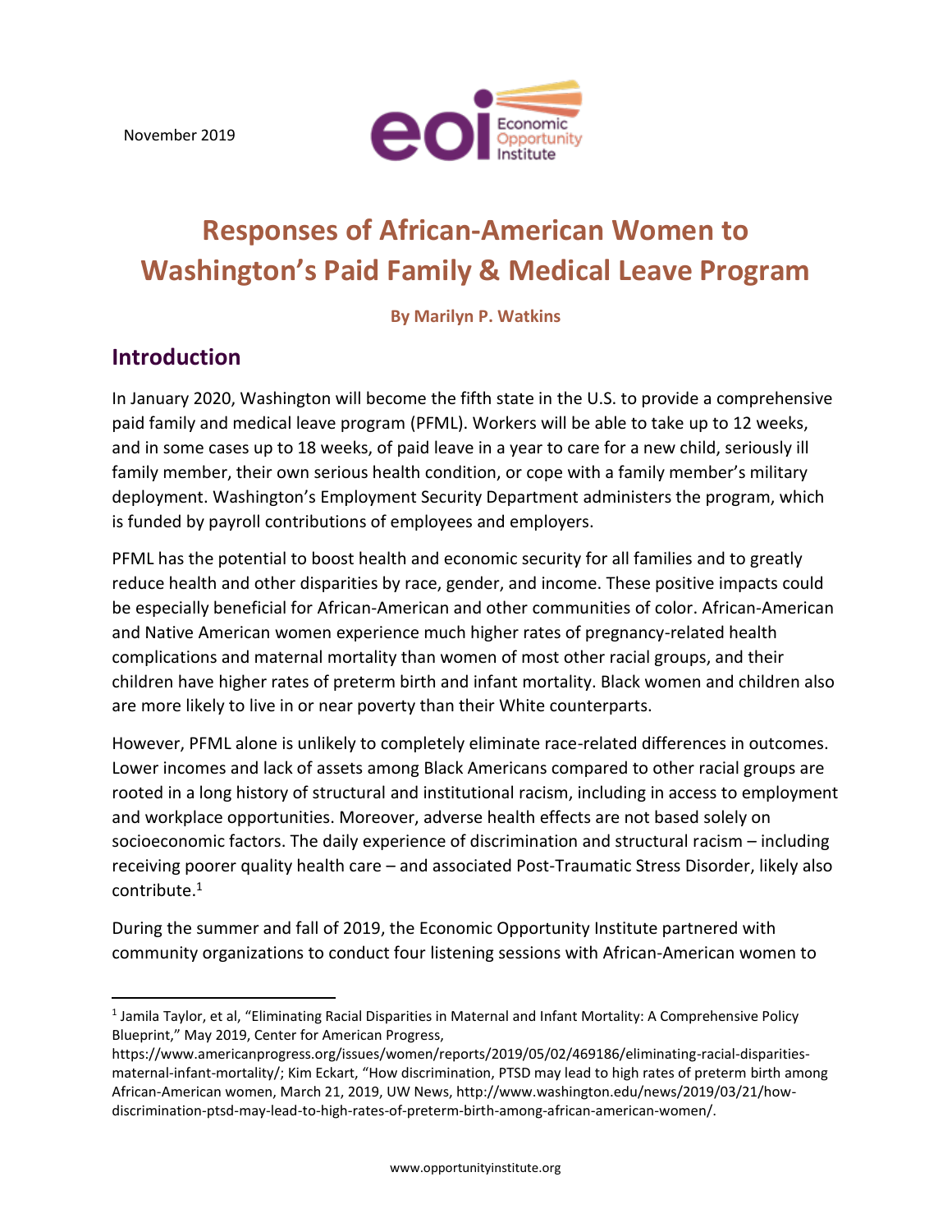November 2019

# Responses of African-American Women to Washington's Paid Family & Medical Leave Program

**By Marilyn P. Watkins**

## Introduction

In January 2020, Washington will become the fifth state in the U.S. to provide a comprehensive paid family and medical leave program (PFML). Workers will be able to take up to 12 weeks, and in some cases up to 18 weeks, of paid leave in a year to care for a new child, seriously ill family member, their own serious health condition, or cope with a family member's military deployment. Washington's Employment Security Department administers the program, which is funded by payroll contributions of employees and employers.

PFML has the potential to boost health and economic security for all families and to greatly reduce health and other disparities by race, gender, and income. These positive impacts could be especially beneficial for African-American and other communities of color. African-American and Native American women experience much higher rates of pregnancy-related health complications and maternal mortality than women of most other racial groups, and their children have higher rates of preterm birth and infant mortality. Black women and children also are more likely to live in or near poverty than their White counterparts.

However, PFML alone is unlikely to completely eliminate race-related differences in outcomes. Lower incomes and lack of assets among Black Americans compared to other racial groups are rooted in a long history of structural and institutional racism, including in access to employment and workplace opportunities. Moreover, adverse health effects are not based solely on socioeconomic factors. The daily experience of discrimination and structural racism – including receiving poorer quality health care – and associated Post-Traumatic Stress Disorder, likely also contribute.[1]

During the summer and fall of 2019, the Economic Opportunity Institute partnered with community organizations to conduct four listening sessions with African-American women to

[1] Jamila Taylor, et al, "Eliminating Racial Disparities in Maternal and Infant Mortality: A Comprehensive Policy Blueprint," May 2019, Center for American Progress, https://www.americanprogress.org/issues/women/reports/2019/05/02/469186/eliminating-racial-disparities-maternal-infant-mortality/; Kim Eckart, "How discrimination, PTSD may lead to high rates of preterm birth among African-American women, March 21, 2019, UW News, http://www.washington.edu/news/2019/03/21/how-discrimination-ptsd-may-lead-to-high-rates-of-preterm-birth-among-african-american-women/.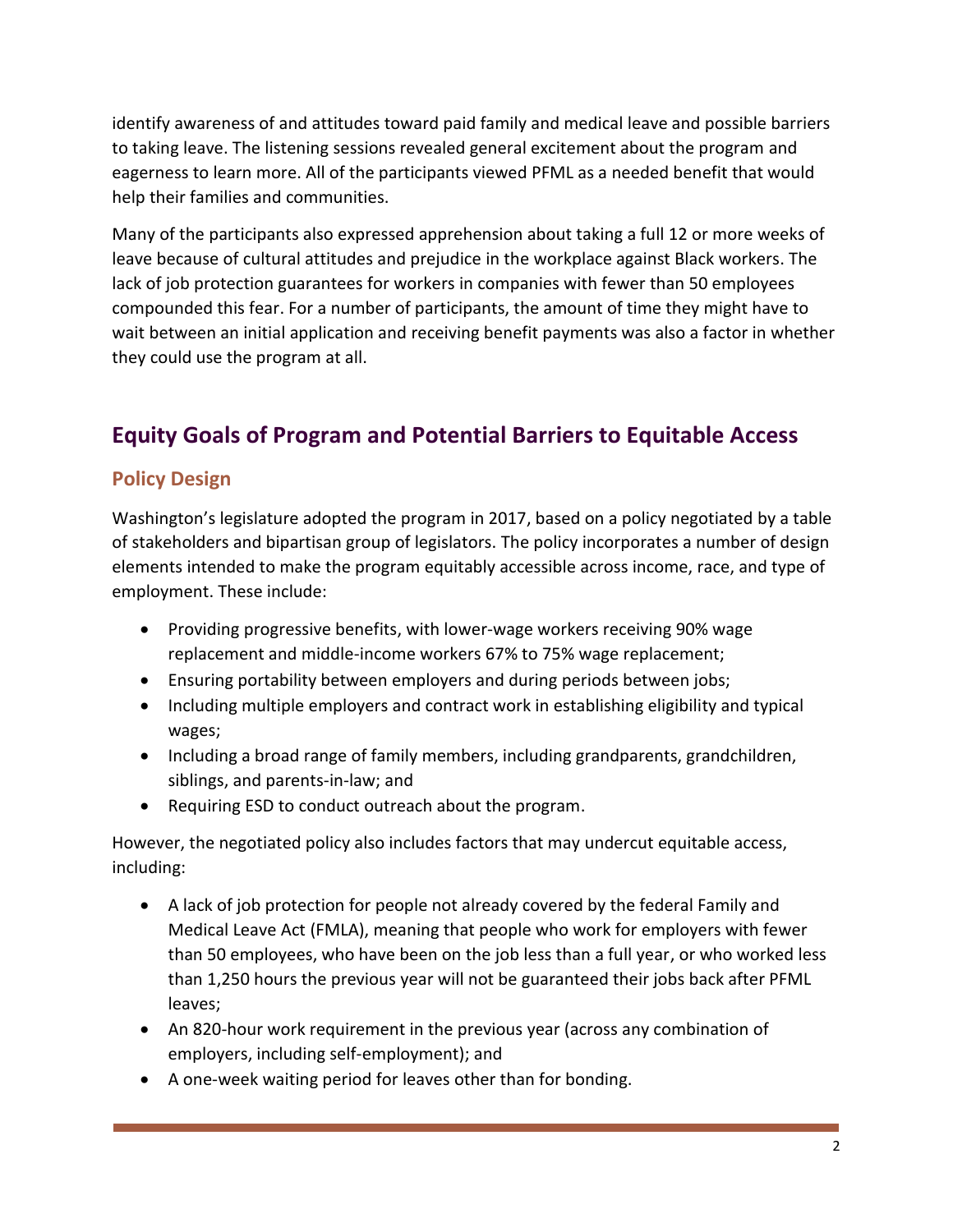identify awareness of and attitudes toward paid family and medical leave and possible barriers to taking leave. The listening sessions revealed general excitement about the program and eagerness to learn more. All of the participants viewed PFML as a needed benefit that would help their families and communities.

Many of the participants also expressed apprehension about taking a full 12 or more weeks of leave because of cultural attitudes and prejudice in the workplace against Black workers. The lack of job protection guarantees for workers in companies with fewer than 50 employees compounded this fear. For a number of participants, the amount of time they might have to wait between an initial application and receiving benefit payments was also a factor in whether they could use the program at all.

## Equity Goals of Program and Potential Barriers to Equitable Access

### Policy Design

Washington's legislature adopted the program in 2017, based on a policy negotiated by a table of stakeholders and bipartisan group of legislators. The policy incorporates a number of design elements intended to make the program equitably accessible across income, race, and type of employment. These include:

- Providing progressive benefits, with lower-wage workers receiving 90% wage replacement and middle-income workers 67% to 75% wage replacement;
- Ensuring portability between employers and during periods between jobs;
- Including multiple employers and contract work in establishing eligibility and typical wages;
- Including a broad range of family members, including grandparents, grandchildren, siblings, and parents-in-law; and
- Requiring ESD to conduct outreach about the program.

However, the negotiated policy also includes factors that may undercut equitable access, including:

- A lack of job protection for people not already covered by the federal Family and Medical Leave Act (FMLA), meaning that people who work for employers with fewer than 50 employees, who have been on the job less than a full year, or who worked less than 1,250 hours the previous year will not be guaranteed their jobs back after PFML leaves;
- An 820-hour work requirement in the previous year (across any combination of employers, including self-employment); and
- A one-week waiting period for leaves other than for bonding.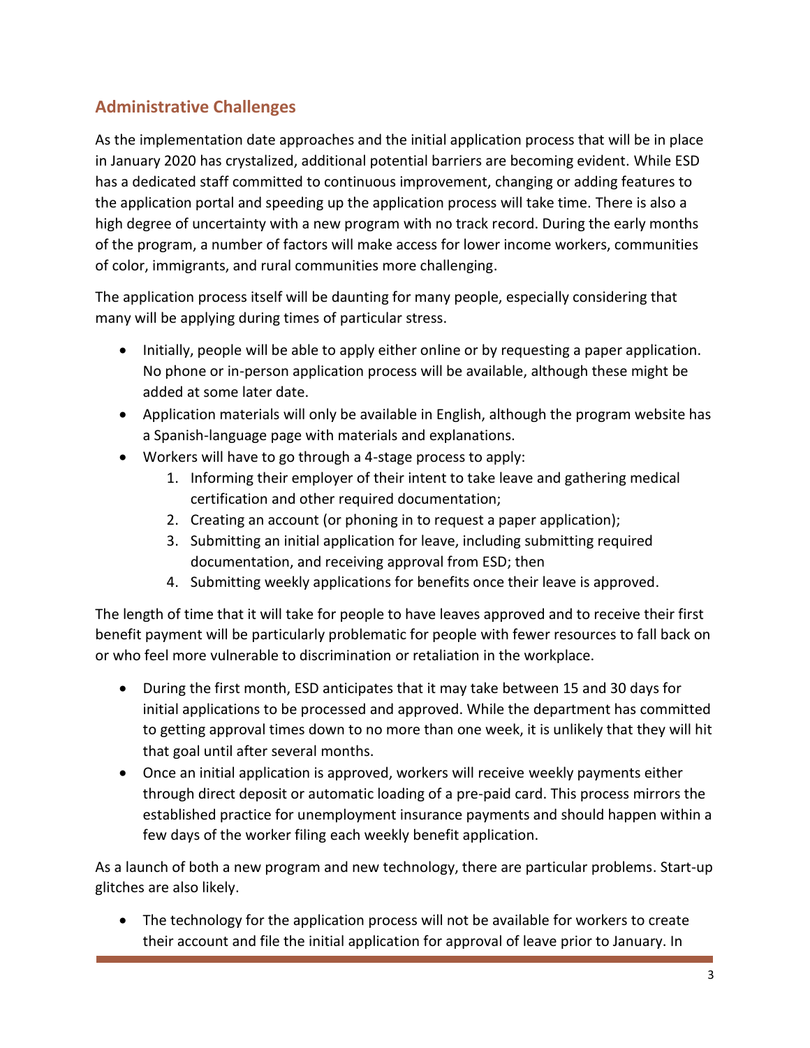## Administrative Challenges

As the implementation date approaches and the initial application process that will be in place in January 2020 has crystalized, additional potential barriers are becoming evident. While ESD has a dedicated staff committed to continuous improvement, changing or adding features to the application portal and speeding up the application process will take time. There is also a high degree of uncertainty with a new program with no track record. During the early months of the program, a number of factors will make access for lower income workers, communities of color, immigrants, and rural communities more challenging.

The application process itself will be daunting for many people, especially considering that many will be applying during times of particular stress.

- Initially, people will be able to apply either online or by requesting a paper application. No phone or in-person application process will be available, although these might be added at some later date.
- Application materials will only be available in English, although the program website has a Spanish-language page with materials and explanations.
- Workers will have to go through a 4-stage process to apply:
    1. Informing their employer of their intent to take leave and gathering medical certification and other required documentation;
    2. Creating an account (or phoning in to request a paper application);
    3. Submitting an initial application for leave, including submitting required documentation, and receiving approval from ESD; then
    4. Submitting weekly applications for benefits once their leave is approved.

The length of time that it will take for people to have leaves approved and to receive their first benefit payment will be particularly problematic for people with fewer resources to fall back on or who feel more vulnerable to discrimination or retaliation in the workplace.

- During the first month, ESD anticipates that it may take between 15 and 30 days for initial applications to be processed and approved. While the department has committed to getting approval times down to no more than one week, it is unlikely that they will hit that goal until after several months.
- Once an initial application is approved, workers will receive weekly payments either through direct deposit or automatic loading of a pre-paid card. This process mirrors the established practice for unemployment insurance payments and should happen within a few days of the worker filing each weekly benefit application.

As a launch of both a new program and new technology, there are particular problems. Start-up glitches are also likely.

- The technology for the application process will not be available for workers to create their account and file the initial application for approval of leave prior to January. In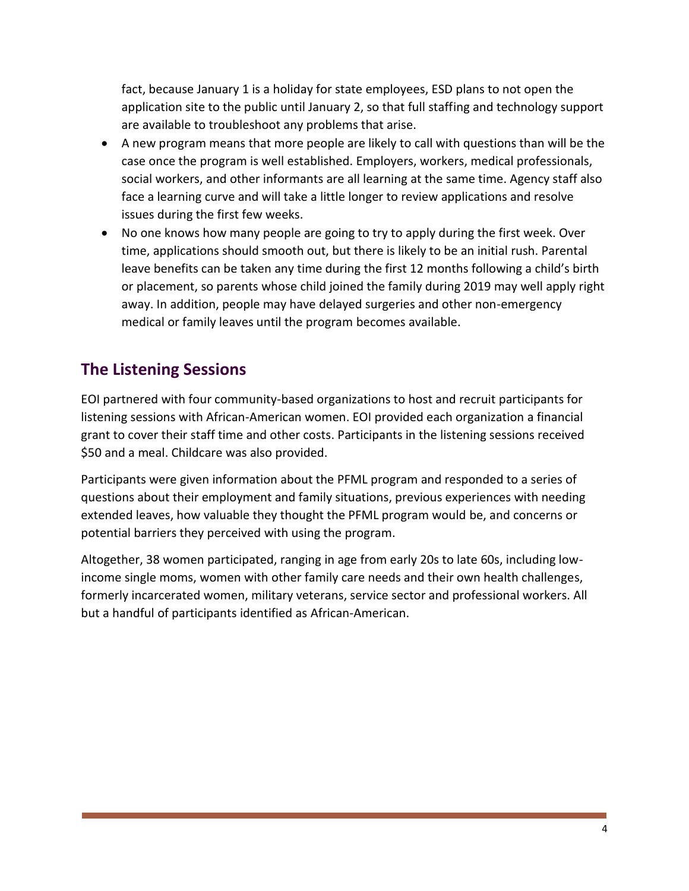fact, because January 1 is a holiday for state employees, ESD plans to not open the application site to the public until January 2, so that full staffing and technology support are available to troubleshoot any problems that arise.

- A new program means that more people are likely to call with questions than will be the case once the program is well established. Employers, workers, medical professionals, social workers, and other informants are all learning at the same time. Agency staff also face a learning curve and will take a little longer to review applications and resolve issues during the first few weeks.
- No one knows how many people are going to try to apply during the first week. Over time, applications should smooth out, but there is likely to be an initial rush. Parental leave benefits can be taken any time during the first 12 months following a child's birth or placement, so parents whose child joined the family during 2019 may well apply right away. In addition, people may have delayed surgeries and other non-emergency medical or family leaves until the program becomes available.

## The Listening Sessions

EOI partnered with four community-based organizations to host and recruit participants for listening sessions with African-American women. EOI provided each organization a financial grant to cover their staff time and other costs. Participants in the listening sessions received $50 and a meal. Childcare was also provided.

Participants were given information about the PFML program and responded to a series of questions about their employment and family situations, previous experiences with needing extended leaves, how valuable they thought the PFML program would be, and concerns or potential barriers they perceived with using the program.

Altogether, 38 women participated, ranging in age from early 20s to late 60s, including low-income single moms, women with other family care needs and their own health challenges, formerly incarcerated women, military veterans, service sector and professional workers. All but a handful of participants identified as African-American.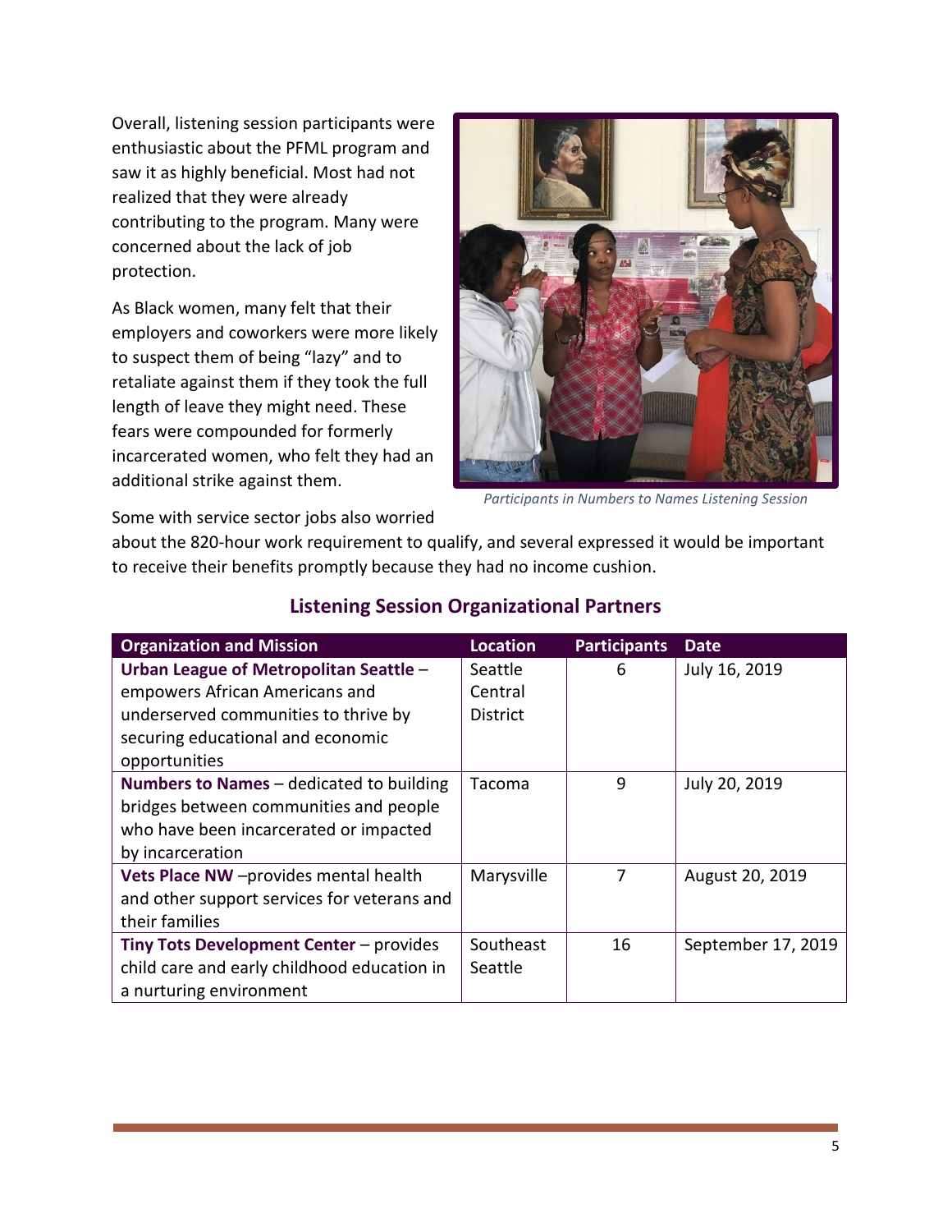Overall, listening session participants were enthusiastic about the PFML program and saw it as highly beneficial. Most had not realized that they were already contributing to the program. Many were concerned about the lack of job protection.

As Black women, many felt that their employers and coworkers were more likely to suspect them of being "lazy" and to retaliate against them if they took the full length of leave they might need. These fears were compounded for formerly incarcerated women, who felt they had an additional strike against them.

*Participants in Numbers to Names Listening Session*

Some with service sector jobs also worried about the 820-hour work requirement to qualify, and several expressed it would be important to receive their benefits promptly because they had no income cushion.

## Listening Session Organizational Partners

| Organization and Mission | Location | Participants | Date |
|---|---|---|---|
| **Urban League of Metropolitan Seattle** – empowers African Americans and underserved communities to thrive by securing educational and economic opportunities | Seattle Central District | 6 | July 16, 2019 |
| **Numbers to Names** – dedicated to building bridges between communities and people who have been incarcerated or impacted by incarceration | Tacoma | 9 | July 20, 2019 |
| **Vets Place NW** –provides mental health and other support services for veterans and their families | Marysville | 7 | August 20, 2019 |
| **Tiny Tots Development Center** – provides child care and early childhood education in a nurturing environment | Southeast Seattle | 16 | September 17, 2019 |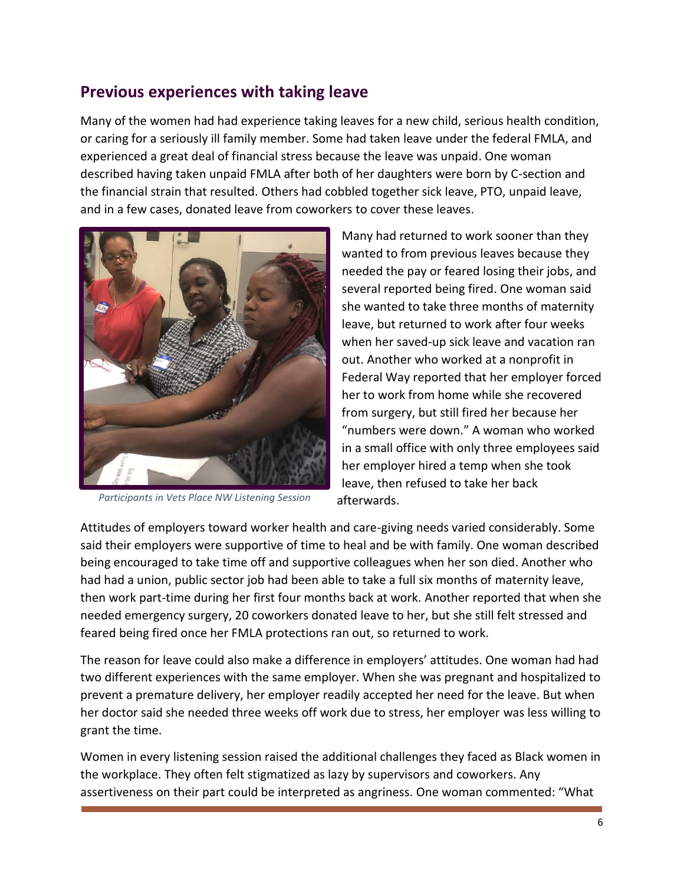## Previous experiences with taking leave

Many of the women had had experience taking leaves for a new child, serious health condition, or caring for a seriously ill family member. Some had taken leave under the federal FMLA, and experienced a great deal of financial stress because the leave was unpaid. One woman described having taken unpaid FMLA after both of her daughters were born by C-section and the financial strain that resulted. Others had cobbled together sick leave, PTO, unpaid leave, and in a few cases, donated leave from coworkers to cover these leaves.

*Participants in Vets Place NW Listening Session*

Many had returned to work sooner than they wanted to from previous leaves because they needed the pay or feared losing their jobs, and several reported being fired. One woman said she wanted to take three months of maternity leave, but returned to work after four weeks when her saved-up sick leave and vacation ran out. Another who worked at a nonprofit in Federal Way reported that her employer forced her to work from home while she recovered from surgery, but still fired her because her "numbers were down." A woman who worked in a small office with only three employees said her employer hired a temp when she took leave, then refused to take her back afterwards.

Attitudes of employers toward worker health and care-giving needs varied considerably. Some said their employers were supportive of time to heal and be with family. One woman described being encouraged to take time off and supportive colleagues when her son died. Another who had had a union, public sector job had been able to take a full six months of maternity leave, then work part-time during her first four months back at work. Another reported that when she needed emergency surgery, 20 coworkers donated leave to her, but she still felt stressed and feared being fired once her FMLA protections ran out, so returned to work.

The reason for leave could also make a difference in employers' attitudes. One woman had had two different experiences with the same employer. When she was pregnant and hospitalized to prevent a premature delivery, her employer readily accepted her need for the leave. But when her doctor said she needed three weeks off work due to stress, her employer was less willing to grant the time.

Women in every listening session raised the additional challenges they faced as Black women in the workplace. They often felt stigmatized as lazy by supervisors and coworkers. Any assertiveness on their part could be interpreted as angriness. One woman commented: "What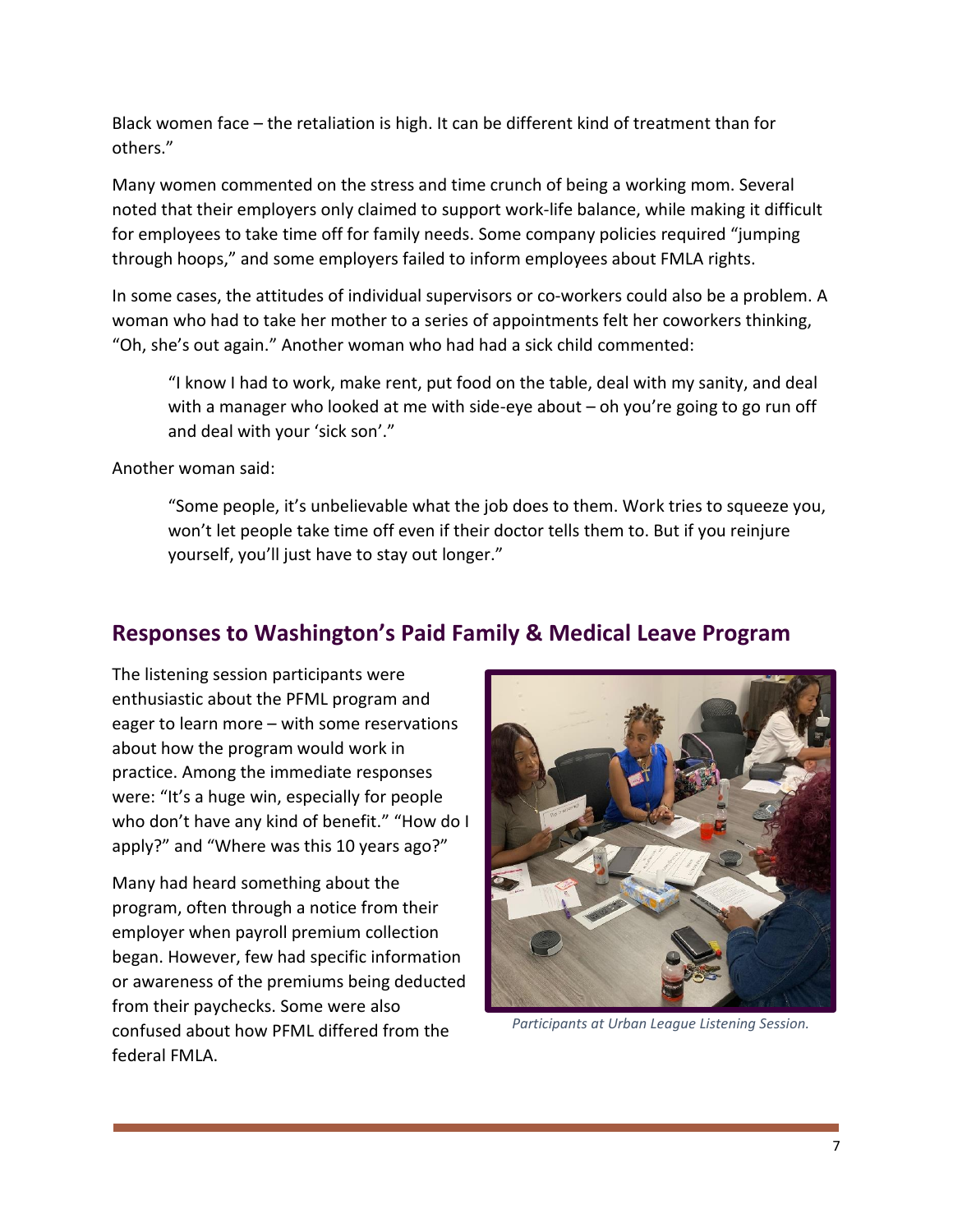Black women face – the retaliation is high. It can be different kind of treatment than for others."

Many women commented on the stress and time crunch of being a working mom. Several noted that their employers only claimed to support work-life balance, while making it difficult for employees to take time off for family needs. Some company policies required "jumping through hoops," and some employers failed to inform employees about FMLA rights.

In some cases, the attitudes of individual supervisors or co-workers could also be a problem. A woman who had to take her mother to a series of appointments felt her coworkers thinking, "Oh, she's out again." Another woman who had had a sick child commented:

> "I know I had to work, make rent, put food on the table, deal with my sanity, and deal with a manager who looked at me with side-eye about – oh you're going to go run off and deal with your 'sick son'."

Another woman said:

> "Some people, it's unbelievable what the job does to them. Work tries to squeeze you, won't let people take time off even if their doctor tells them to. But if you reinjure yourself, you'll just have to stay out longer."

## Responses to Washington's Paid Family & Medical Leave Program

The listening session participants were enthusiastic about the PFML program and eager to learn more – with some reservations about how the program would work in practice. Among the immediate responses were: "It's a huge win, especially for people who don't have any kind of benefit." "How do I apply?" and "Where was this 10 years ago?"

Many had heard something about the program, often through a notice from their employer when payroll premium collection began. However, few had specific information or awareness of the premiums being deducted from their paychecks. Some were also confused about how PFML differed from the federal FMLA.

*Participants at Urban League Listening Session.*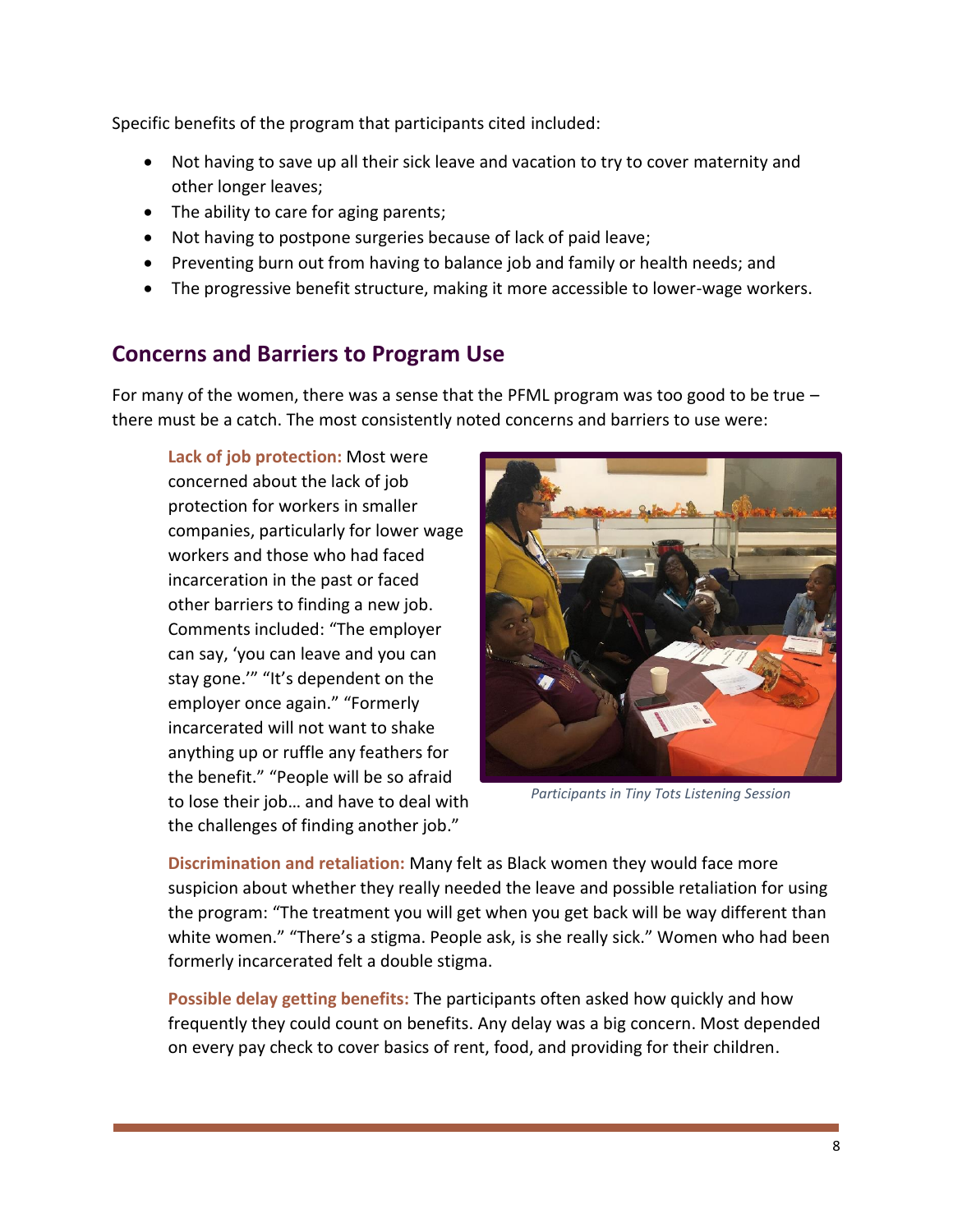Specific benefits of the program that participants cited included:

- Not having to save up all their sick leave and vacation to try to cover maternity and other longer leaves;
- The ability to care for aging parents;
- Not having to postpone surgeries because of lack of paid leave;
- Preventing burn out from having to balance job and family or health needs; and
- The progressive benefit structure, making it more accessible to lower-wage workers.

## Concerns and Barriers to Program Use

For many of the women, there was a sense that the PFML program was too good to be true – there must be a catch. The most consistently noted concerns and barriers to use were:

**Lack of job protection:** Most were concerned about the lack of job protection for workers in smaller companies, particularly for lower wage workers and those who had faced incarceration in the past or faced other barriers to finding a new job. Comments included: "The employer can say, 'you can leave and you can stay gone.'" "It's dependent on the employer once again." "Formerly incarcerated will not want to shake anything up or ruffle any feathers for the benefit." "People will be so afraid to lose their job… and have to deal with the challenges of finding another job."

*Participants in Tiny Tots Listening Session*

**Discrimination and retaliation:** Many felt as Black women they would face more suspicion about whether they really needed the leave and possible retaliation for using the program: "The treatment you will get when you get back will be way different than white women." "There's a stigma. People ask, is she really sick." Women who had been formerly incarcerated felt a double stigma.

**Possible delay getting benefits:** The participants often asked how quickly and how frequently they could count on benefits. Any delay was a big concern. Most depended on every pay check to cover basics of rent, food, and providing for their children.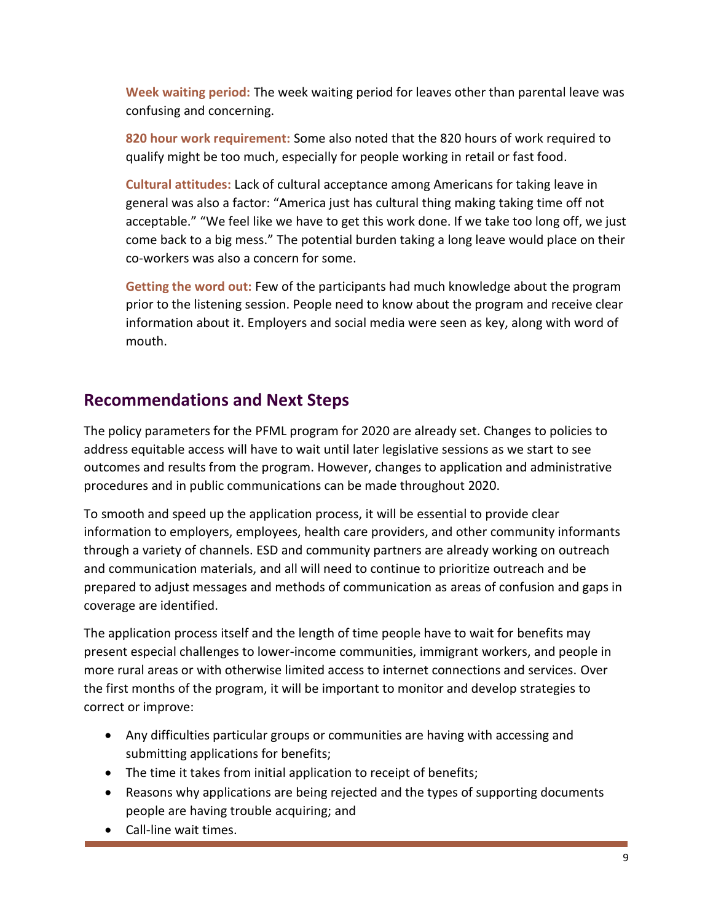**Week waiting period:** The week waiting period for leaves other than parental leave was confusing and concerning.

**820 hour work requirement:** Some also noted that the 820 hours of work required to qualify might be too much, especially for people working in retail or fast food.

**Cultural attitudes:** Lack of cultural acceptance among Americans for taking leave in general was also a factor: "America just has cultural thing making taking time off not acceptable." "We feel like we have to get this work done. If we take too long off, we just come back to a big mess." The potential burden taking a long leave would place on their co-workers was also a concern for some.

**Getting the word out:** Few of the participants had much knowledge about the program prior to the listening session. People need to know about the program and receive clear information about it. Employers and social media were seen as key, along with word of mouth.

## Recommendations and Next Steps

The policy parameters for the PFML program for 2020 are already set. Changes to policies to address equitable access will have to wait until later legislative sessions as we start to see outcomes and results from the program. However, changes to application and administrative procedures and in public communications can be made throughout 2020.

To smooth and speed up the application process, it will be essential to provide clear information to employers, employees, health care providers, and other community informants through a variety of channels. ESD and community partners are already working on outreach and communication materials, and all will need to continue to prioritize outreach and be prepared to adjust messages and methods of communication as areas of confusion and gaps in coverage are identified.

The application process itself and the length of time people have to wait for benefits may present especial challenges to lower-income communities, immigrant workers, and people in more rural areas or with otherwise limited access to internet connections and services. Over the first months of the program, it will be important to monitor and develop strategies to correct or improve:

- Any difficulties particular groups or communities are having with accessing and submitting applications for benefits;
- The time it takes from initial application to receipt of benefits;
- Reasons why applications are being rejected and the types of supporting documents people are having trouble acquiring; and
- Call-line wait times.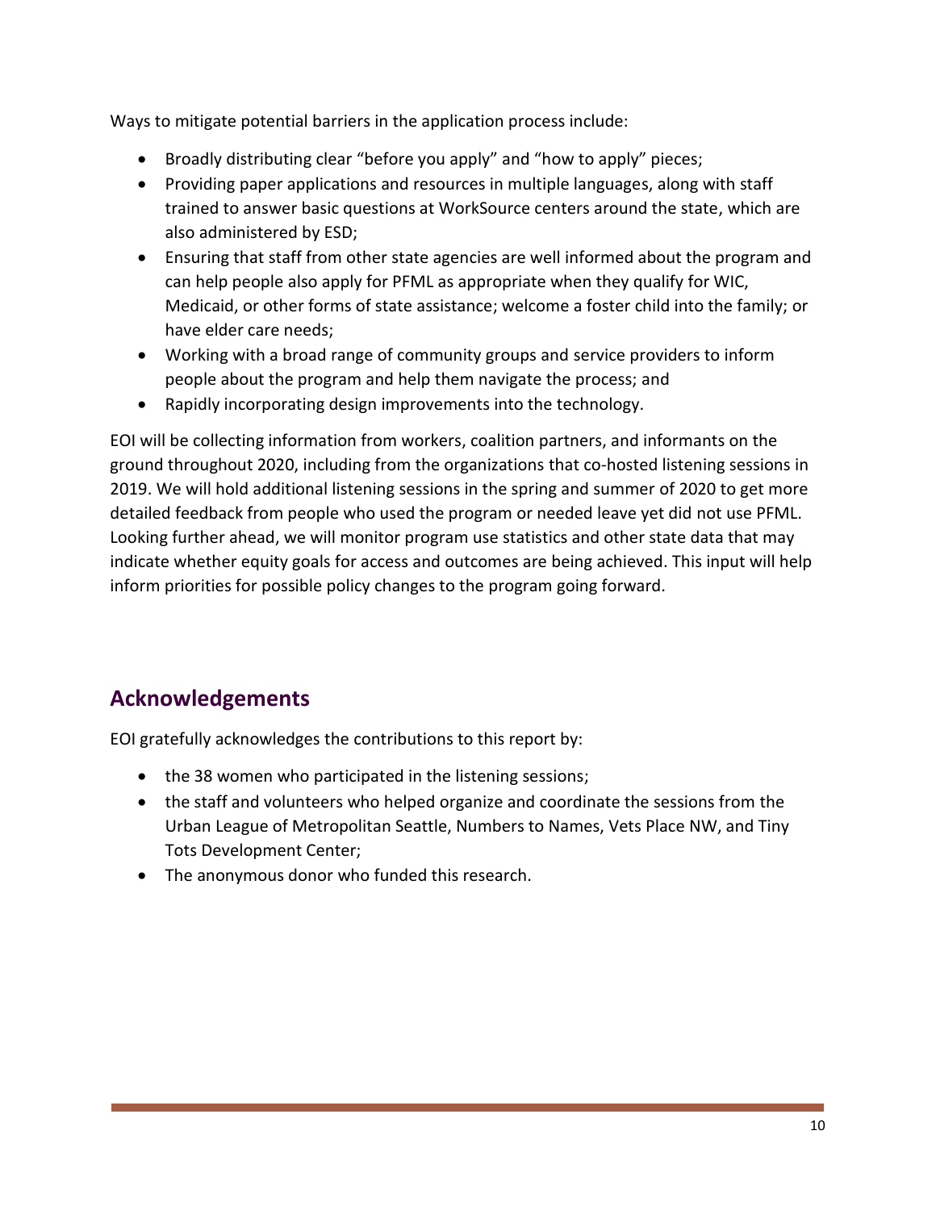Ways to mitigate potential barriers in the application process include:

- Broadly distributing clear "before you apply" and "how to apply" pieces;
- Providing paper applications and resources in multiple languages, along with staff trained to answer basic questions at WorkSource centers around the state, which are also administered by ESD;
- Ensuring that staff from other state agencies are well informed about the program and can help people also apply for PFML as appropriate when they qualify for WIC, Medicaid, or other forms of state assistance; welcome a foster child into the family; or have elder care needs;
- Working with a broad range of community groups and service providers to inform people about the program and help them navigate the process; and
- Rapidly incorporating design improvements into the technology.

EOI will be collecting information from workers, coalition partners, and informants on the ground throughout 2020, including from the organizations that co-hosted listening sessions in 2019. We will hold additional listening sessions in the spring and summer of 2020 to get more detailed feedback from people who used the program or needed leave yet did not use PFML. Looking further ahead, we will monitor program use statistics and other state data that may indicate whether equity goals for access and outcomes are being achieved. This input will help inform priorities for possible policy changes to the program going forward.

## Acknowledgements

EOI gratefully acknowledges the contributions to this report by:

- the 38 women who participated in the listening sessions;
- the staff and volunteers who helped organize and coordinate the sessions from the Urban League of Metropolitan Seattle, Numbers to Names, Vets Place NW, and Tiny Tots Development Center;
- The anonymous donor who funded this research.